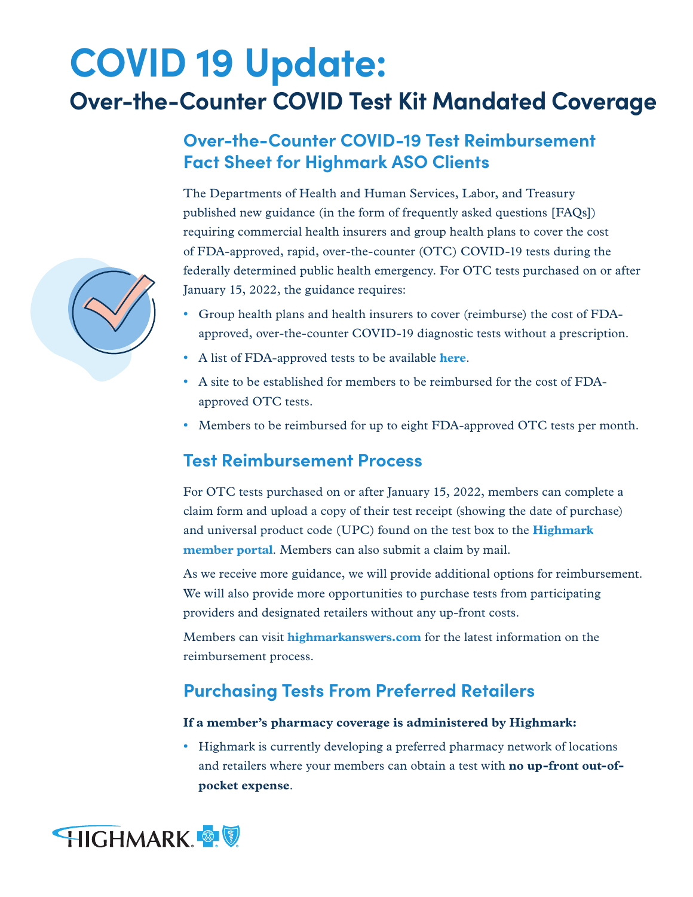# COVID 19 Update:

## Over-the-Counter COVID Test Kit Mandated Coverage

### Over-the-Counter COVID-19 Test Reimbursement Fact Sheet for Highmark ASO Clients

The Departments of Health and Human Services, Labor, and Treasury published new guidance (in the form of frequently asked questions [FAQs]) requiring commercial health insurers and group health plans to cover the cost of FDA-approved, rapid, over-the-counter (OTC) COVID-19 tests during the federally determined public health emergency. For OTC tests purchased on or after January 15, 2022, the guidance requires:

- Group health plans and health insurers to cover (reimburse) the cost of FDA-approved, over-the-counter COVID-19 diagnostic tests without a prescription.
- A list of FDA-approved tests to be available **here**.
- A site to be established for members to be reimbursed for the cost of FDA-approved OTC tests.
- Members to be reimbursed for up to eight FDA-approved OTC tests per month.

### Test Reimbursement Process

For OTC tests purchased on or after January 15, 2022, members can complete a claim form and upload a copy of their test receipt (showing the date of purchase) and universal product code (UPC) found on the test box to the **Highmark member portal**. Members can also submit a claim by mail.

As we receive more guidance, we will provide additional options for reimbursement. We will also provide more opportunities to purchase tests from participating providers and designated retailers without any up-front costs.

Members can visit **highmarkanswers.com** for the latest information on the reimbursement process.

### Purchasing Tests From Preferred Retailers

**If a member's pharmacy coverage is administered by Highmark:**

- Highmark is currently developing a preferred pharmacy network of locations and retailers where your members can obtain a test with **no up-front out-of-pocket expense**.

HIGHMARK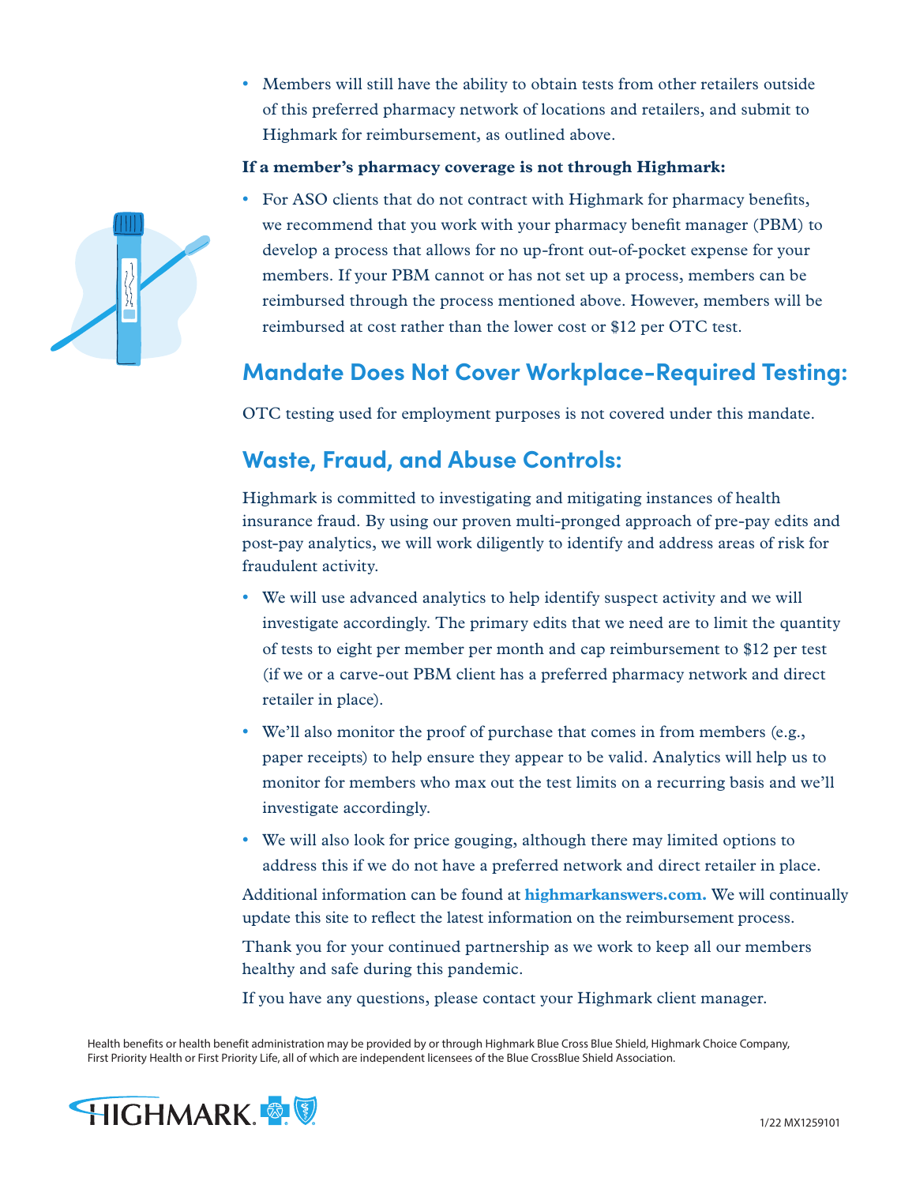- Members will still have the ability to obtain tests from other retailers outside of this preferred pharmacy network of locations and retailers, and submit to Highmark for reimbursement, as outlined above.

**If a member's pharmacy coverage is not through Highmark:**

- For ASO clients that do not contract with Highmark for pharmacy benefits, we recommend that you work with your pharmacy benefit manager (PBM) to develop a process that allows for no up-front out-of-pocket expense for your members. If your PBM cannot or has not set up a process, members can be reimbursed through the process mentioned above. However, members will be reimbursed at cost rather than the lower cost or $12 per OTC test.

## Mandate Does Not Cover Workplace-Required Testing:

OTC testing used for employment purposes is not covered under this mandate.

## Waste, Fraud, and Abuse Controls:

Highmark is committed to investigating and mitigating instances of health insurance fraud. By using our proven multi-pronged approach of pre-pay edits and post-pay analytics, we will work diligently to identify and address areas of risk for fraudulent activity.

- We will use advanced analytics to help identify suspect activity and we will investigate accordingly. The primary edits that we need are to limit the quantity of tests to eight per member per month and cap reimbursement to $12 per test (if we or a carve-out PBM client has a preferred pharmacy network and direct retailer in place).
- We'll also monitor the proof of purchase that comes in from members (e.g., paper receipts) to help ensure they appear to be valid. Analytics will help us to monitor for members who max out the test limits on a recurring basis and we'll investigate accordingly.
- We will also look for price gouging, although there may limited options to address this if we do not have a preferred network and direct retailer in place.

Additional information can be found at **highmarkanswers.com.** We will continually update this site to reflect the latest information on the reimbursement process.

Thank you for your continued partnership as we work to keep all our members healthy and safe during this pandemic.

If you have any questions, please contact your Highmark client manager.

Health benefits or health benefit administration may be provided by or through Highmark Blue Cross Blue Shield, Highmark Choice Company, First Priority Health or First Priority Life, all of which are independent licensees of the Blue CrossBlue Shield Association.

HIGHMARK.

1/22 MX1259101